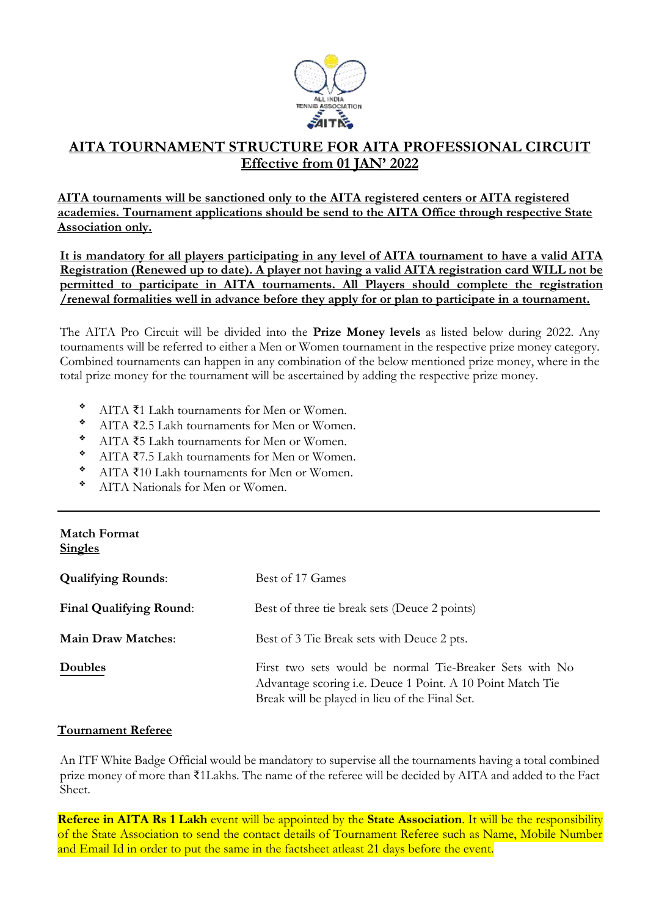# AITA TOURNAMENT STRUCTURE FOR AITA PROFESSIONAL CIRCUIT
## Effective from 01 JAN' 2022

**AITA tournaments will be sanctioned only to the AITA registered centers or AITA registered academies. Tournament applications should be send to the AITA Office through respective State Association only.**

**It is mandatory for all players participating in any level of AITA tournament to have a valid AITA Registration (Renewed up to date). A player not having a valid AITA registration card WILL not be permitted to participate in AITA tournaments. All Players should complete the registration /renewal formalities well in advance before they apply for or plan to participate in a tournament.**

The AITA Pro Circuit will be divided into the **Prize Money levels** as listed below during 2022. Any tournaments will be referred to either a Men or Women tournament in the respective prize money category. Combined tournaments can happen in any combination of the below mentioned prize money, where in the total prize money for the tournament will be ascertained by adding the respective prize money.

- AITA ₹1 Lakh tournaments for Men or Women.
- AITA ₹2.5 Lakh tournaments for Men or Women.
- AITA ₹5 Lakh tournaments for Men or Women.
- AITA ₹7.5 Lakh tournaments for Men or Women.
- AITA ₹10 Lakh tournaments for Men or Women.
- AITA Nationals for Men or Women.

---

**Match Format**
**Singles**

| | |
|---|---|
| **Qualifying Rounds**: | Best of 17 Games |
| **Final Qualifying Round**: | Best of three tie break sets (Deuce 2 points) |
| **Main Draw Matches**: | Best of 3 Tie Break sets with Deuce 2 pts. |
| **Doubles** | First two sets would be normal Tie-Breaker Sets with No Advantage scoring i.e. Deuce 1 Point. A 10 Point Match Tie Break will be played in lieu of the Final Set. |

**Tournament Referee**

An ITF White Badge Official would be mandatory to supervise all the tournaments having a total combined prize money of more than ₹1Lakhs. The name of the referee will be decided by AITA and added to the Fact Sheet.

**Referee in AITA Rs 1 Lakh** event will be appointed by the **State Association**. It will be the responsibility of the State Association to send the contact details of Tournament Referee such as Name, Mobile Number and Email Id in order to put the same in the factsheet atleast 21 days before the event.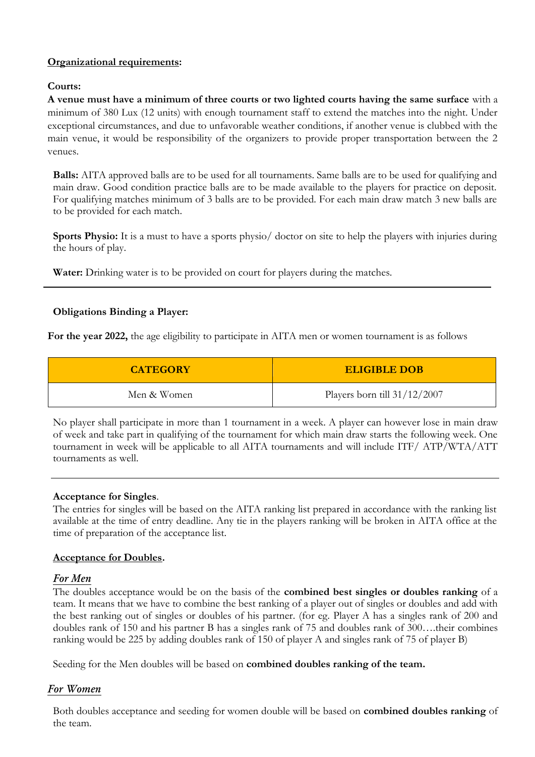**Organizational requirements:**

**Courts:**

**A venue must have a minimum of three courts or two lighted courts having the same surface** with a minimum of 380 Lux (12 units) with enough tournament staff to extend the matches into the night. Under exceptional circumstances, and due to unfavorable weather conditions, if another venue is clubbed with the main venue, it would be responsibility of the organizers to provide proper transportation between the 2 venues.

**Balls:** AITA approved balls are to be used for all tournaments. Same balls are to be used for qualifying and main draw. Good condition practice balls are to be made available to the players for practice on deposit. For qualifying matches minimum of 3 balls are to be provided. For each main draw match 3 new balls are to be provided for each match.

**Sports Physio:** It is a must to have a sports physio/ doctor on site to help the players with injuries during the hours of play.

**Water:** Drinking water is to be provided on court for players during the matches.

---

**Obligations Binding a Player:**

**For the year 2022,** the age eligibility to participate in AITA men or women tournament is as follows

| CATEGORY | ELIGIBLE DOB |
| --- | --- |
| Men & Women | Players born till 31/12/2007 |

No player shall participate in more than 1 tournament in a week. A player can however lose in main draw of week and take part in qualifying of the tournament for which main draw starts the following week. One tournament in week will be applicable to all AITA tournaments and will include ITF/ ATP/WTA/ATT tournaments as well.

---

**Acceptance for Singles**.

The entries for singles will be based on the AITA ranking list prepared in accordance with the ranking list available at the time of entry deadline. Any tie in the players ranking will be broken in AITA office at the time of preparation of the acceptance list.

**Acceptance for Doubles.**

***For Men***

The doubles acceptance would be on the basis of the **combined best singles or doubles ranking** of a team. It means that we have to combine the best ranking of a player out of singles or doubles and add with the best ranking out of singles or doubles of his partner. (for eg. Player A has a singles rank of 200 and doubles rank of 150 and his partner B has a singles rank of 75 and doubles rank of 300….their combines ranking would be 225 by adding doubles rank of 150 of player A and singles rank of 75 of player B)

Seeding for the Men doubles will be based on **combined doubles ranking of the team.**

***For Women***

Both doubles acceptance and seeding for women double will be based on **combined doubles ranking** of the team.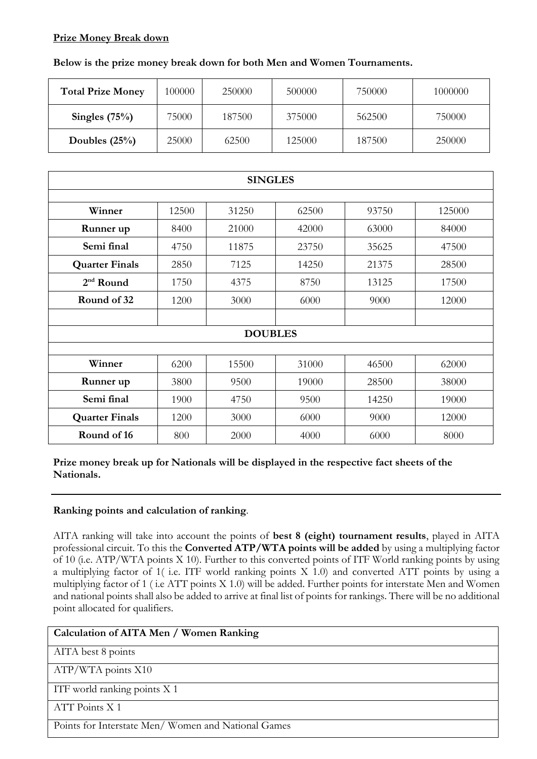**Prize Money Break down**

**Below is the prize money break down for both Men and Women Tournaments.**

| **Total Prize Money** | 100000 | 250000 | 500000 | 750000 | 1000000 |
|---|---|---|---|---|---|
| **Singles (75%)** | 75000 | 187500 | 375000 | 562500 | 750000 |
| **Doubles (25%)** | 25000 | 62500 | 125000 | 187500 | 250000 |

| **SINGLES** | | | | | |
|---|---|---|---|---|---|
| | | | | | |
| **Winner** | 12500 | 31250 | 62500 | 93750 | 125000 |
| **Runner up** | 8400 | 21000 | 42000 | 63000 | 84000 |
| **Semi final** | 4750 | 11875 | 23750 | 35625 | 47500 |
| **Quarter Finals** | 2850 | 7125 | 14250 | 21375 | 28500 |
| **2nd Round** | 1750 | 4375 | 8750 | 13125 | 17500 |
| **Round of 32** | 1200 | 3000 | 6000 | 9000 | 12000 |
| | | | | | |
| **DOUBLES** | | | | | |
| | | | | | |
| **Winner** | 6200 | 15500 | 31000 | 46500 | 62000 |
| **Runner up** | 3800 | 9500 | 19000 | 28500 | 38000 |
| **Semi final** | 1900 | 4750 | 9500 | 14250 | 19000 |
| **Quarter Finals** | 1200 | 3000 | 6000 | 9000 | 12000 |
| **Round of 16** | 800 | 2000 | 4000 | 6000 | 8000 |

**Prize money break up for Nationals will be displayed in the respective fact sheets of the Nationals.**

---

**Ranking points and calculation of ranking**.

AITA ranking will take into account the points of **best 8 (eight) tournament results**, played in AITA professional circuit. To this the **Converted ATP/WTA points will be added** by using a multiplying factor of 10 (i.e. ATP/WTA points X 10). Further to this converted points of ITF World ranking points by using a multiplying factor of 1( i.e. ITF world ranking points X 1.0) and converted ATT points by using a multiplying factor of 1 ( i.e ATT points X 1.0) will be added. Further points for interstate Men and Women and national points shall also be added to arrive at final list of points for rankings. There will be no additional point allocated for qualifiers.

| **Calculation of AITA Men / Women Ranking** |
|---|
| AITA best 8 points |
| ATP/WTA points X10 |
| ITF world ranking points X 1 |
| ATT Points X 1 |
| Points for Interstate Men/ Women and National Games |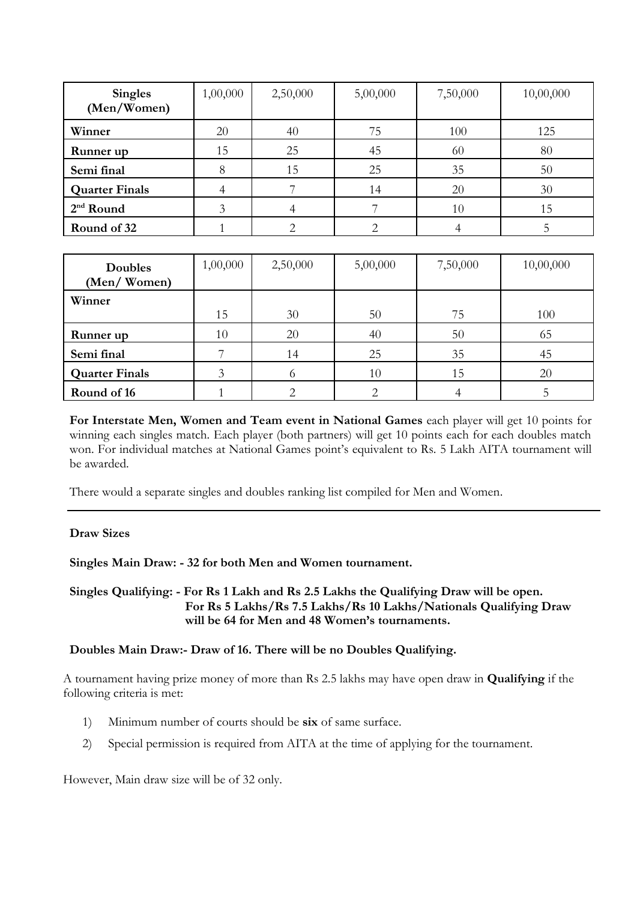| **Singles (Men/Women)** | 1,00,000 | 2,50,000 | 5,00,000 | 7,50,000 | 10,00,000 |
|---|---|---|---|---|---|
| **Winner** | 20 | 40 | 75 | 100 | 125 |
| **Runner up** | 15 | 25 | 45 | 60 | 80 |
| **Semi final** | 8 | 15 | 25 | 35 | 50 |
| **Quarter Finals** | 4 | 7 | 14 | 20 | 30 |
| **2nd Round** | 3 | 4 | 7 | 10 | 15 |
| **Round of 32** | 1 | 2 | 2 | 4 | 5 |

| **Doubles (Men/ Women)** | 1,00,000 | 2,50,000 | 5,00,000 | 7,50,000 | 10,00,000 |
|---|---|---|---|---|---|
| **Winner** | 15 | 30 | 50 | 75 | 100 |
| **Runner up** | 10 | 20 | 40 | 50 | 65 |
| **Semi final** | 7 | 14 | 25 | 35 | 45 |
| **Quarter Finals** | 3 | 6 | 10 | 15 | 20 |
| **Round of 16** | 1 | 2 | 2 | 4 | 5 |

**For Interstate Men, Women and Team event in National Games** each player will get 10 points for winning each singles match. Each player (both partners) will get 10 points each for each doubles match won. For individual matches at National Games point's equivalent to Rs. 5 Lakh AITA tournament will be awarded.

There would a separate singles and doubles ranking list compiled for Men and Women.

---

**Draw Sizes**

**Singles Main Draw: - 32 for both Men and Women tournament.**

**Singles Qualifying: - For Rs 1 Lakh and Rs 2.5 Lakhs the Qualifying Draw will be open. For Rs 5 Lakhs/Rs 7.5 Lakhs/Rs 10 Lakhs/Nationals Qualifying Draw will be 64 for Men and 48 Women's tournaments.**

**Doubles Main Draw:- Draw of 16. There will be no Doubles Qualifying.**

A tournament having prize money of more than Rs 2.5 lakhs may have open draw in **Qualifying** if the following criteria is met:

1) Minimum number of courts should be **six** of same surface.
2) Special permission is required from AITA at the time of applying for the tournament.

However, Main draw size will be of 32 only.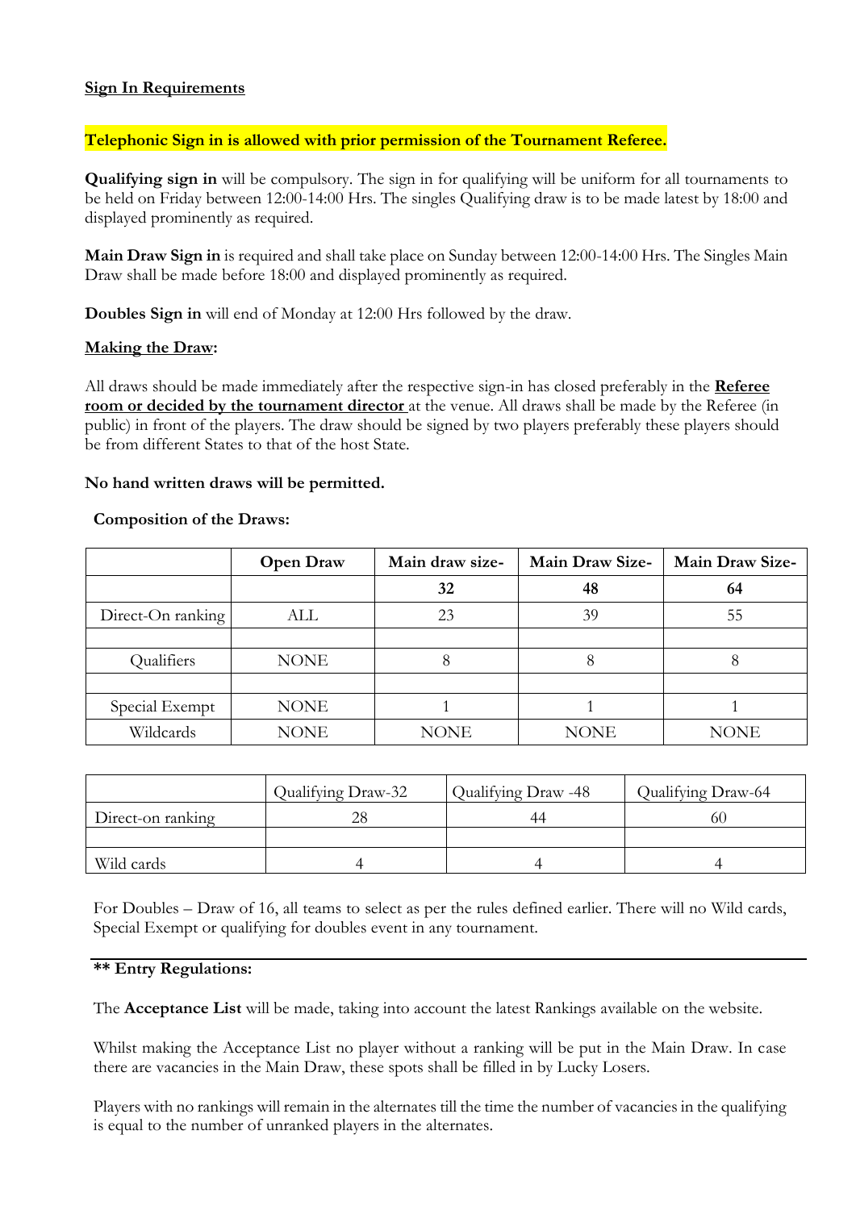**Sign In Requirements**

**Telephonic Sign in is allowed with prior permission of the Tournament Referee.**

**Qualifying sign in** will be compulsory. The sign in for qualifying will be uniform for all tournaments to be held on Friday between 12:00-14:00 Hrs. The singles Qualifying draw is to be made latest by 18:00 and displayed prominently as required.

**Main Draw Sign in** is required and shall take place on Sunday between 12:00-14:00 Hrs. The Singles Main Draw shall be made before 18:00 and displayed prominently as required.

**Doubles Sign in** will end of Monday at 12:00 Hrs followed by the draw.

**Making the Draw:**

All draws should be made immediately after the respective sign-in has closed preferably in the **Referee room or decided by the tournament director** at the venue. All draws shall be made by the Referee (in public) in front of the players. The draw should be signed by two players preferably these players should be from different States to that of the host State.

**No hand written draws will be permitted.**

**Composition of the Draws:**

| | Open Draw | Main draw size- 32 | Main Draw Size- 48 | Main Draw Size- 64 |
|---|---|---|---|---|
| Direct-On ranking | ALL | 23 | 39 | 55 |
| | | | | |
| Qualifiers | NONE | 8 | 8 | 8 |
| | | | | |
| Special Exempt | NONE | 1 | 1 | 1 |
| Wildcards | NONE | NONE | NONE | NONE |

| | Qualifying Draw-32 | Qualifying Draw -48 | Qualifying Draw-64 |
|---|---|---|---|
| Direct-on ranking | 28 | 44 | 60 |
| | | | |
| Wild cards | 4 | 4 | 4 |

For Doubles – Draw of 16, all teams to select as per the rules defined earlier. There will no Wild cards, Special Exempt or qualifying for doubles event in any tournament.

**\*\* Entry Regulations:**

The **Acceptance List** will be made, taking into account the latest Rankings available on the website.

Whilst making the Acceptance List no player without a ranking will be put in the Main Draw. In case there are vacancies in the Main Draw, these spots shall be filled in by Lucky Losers.

Players with no rankings will remain in the alternates till the time the number of vacancies in the qualifying is equal to the number of unranked players in the alternates.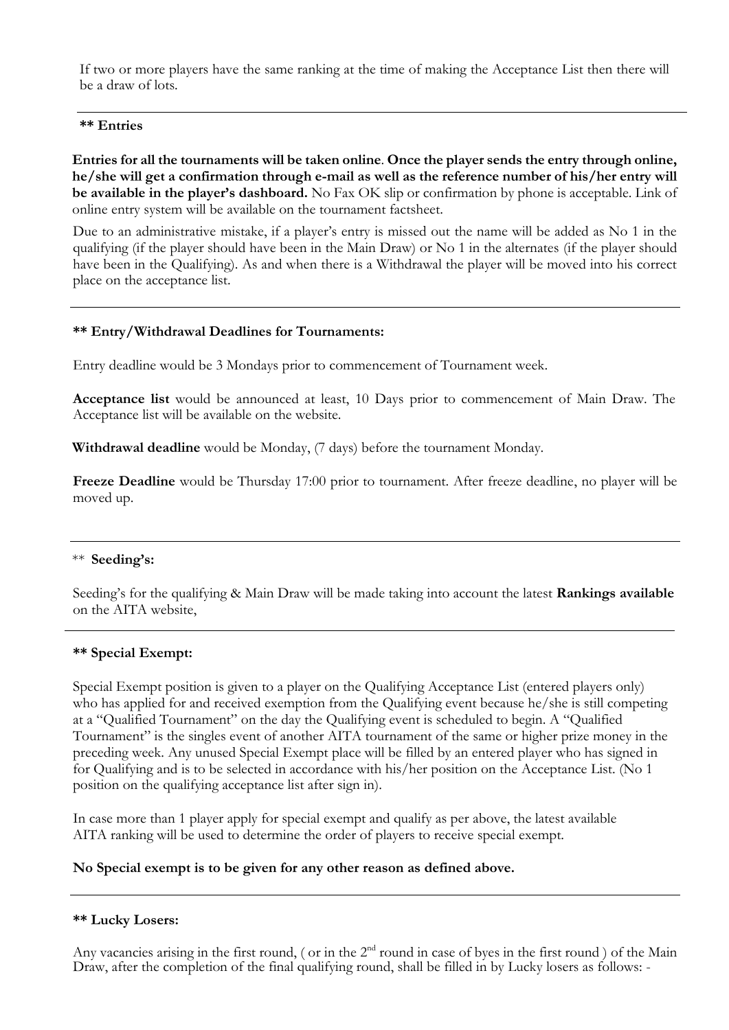If two or more players have the same ranking at the time of making the Acceptance List then there will be a draw of lots.

---

**\*\* Entries**

**Entries for all the tournaments will be taken online**. **Once the player sends the entry through online, he/she will get a confirmation through e-mail as well as the reference number of his/her entry will be available in the player's dashboard.** No Fax OK slip or confirmation by phone is acceptable. Link of online entry system will be available on the tournament factsheet.

Due to an administrative mistake, if a player's entry is missed out the name will be added as No 1 in the qualifying (if the player should have been in the Main Draw) or No 1 in the alternates (if the player should have been in the Qualifying). As and when there is a Withdrawal the player will be moved into his correct place on the acceptance list.

---

**\*\* Entry/Withdrawal Deadlines for Tournaments:**

Entry deadline would be 3 Mondays prior to commencement of Tournament week.

**Acceptance list** would be announced at least, 10 Days prior to commencement of Main Draw. The Acceptance list will be available on the website.

**Withdrawal deadline** would be Monday, (7 days) before the tournament Monday.

**Freeze Deadline** would be Thursday 17:00 prior to tournament. After freeze deadline, no player will be moved up.

---

\*\* **Seeding's:**

Seeding's for the qualifying & Main Draw will be made taking into account the latest **Rankings available** on the AITA website,

---

**\*\* Special Exempt:**

Special Exempt position is given to a player on the Qualifying Acceptance List (entered players only) who has applied for and received exemption from the Qualifying event because he/she is still competing at a "Qualified Tournament" on the day the Qualifying event is scheduled to begin. A "Qualified Tournament" is the singles event of another AITA tournament of the same or higher prize money in the preceding week. Any unused Special Exempt place will be filled by an entered player who has signed in for Qualifying and is to be selected in accordance with his/her position on the Acceptance List. (No 1 position on the qualifying acceptance list after sign in).

In case more than 1 player apply for special exempt and qualify as per above, the latest available AITA ranking will be used to determine the order of players to receive special exempt.

**No Special exempt is to be given for any other reason as defined above.**

---

**\*\* Lucky Losers:**

Any vacancies arising in the first round, ( or in the 2nd round in case of byes in the first round ) of the Main Draw, after the completion of the final qualifying round, shall be filled in by Lucky losers as follows: -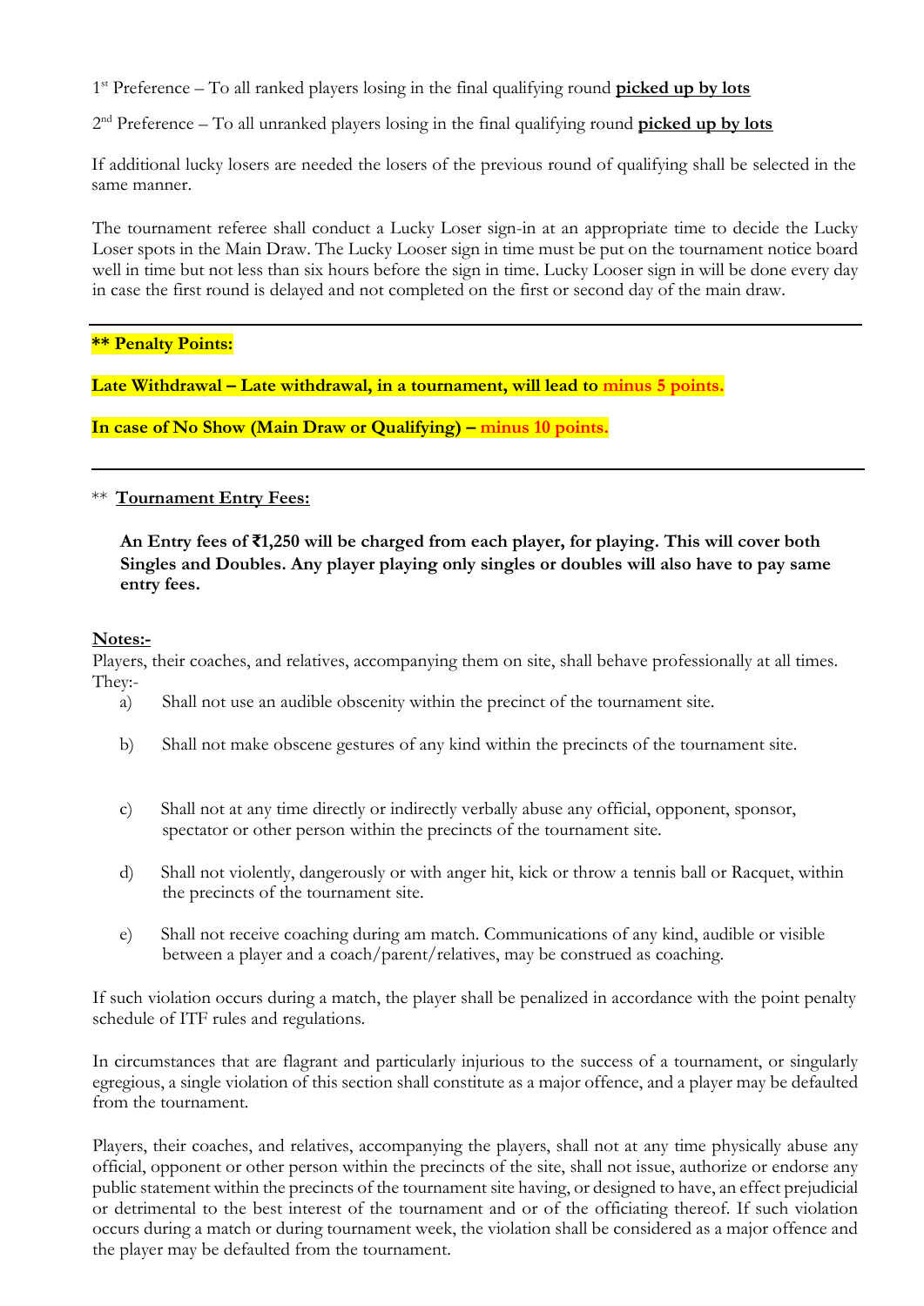1st Preference – To all ranked players losing in the final qualifying round **picked up by lots**

2nd Preference – To all unranked players losing in the final qualifying round **picked up by lots**

If additional lucky losers are needed the losers of the previous round of qualifying shall be selected in the same manner.

The tournament referee shall conduct a Lucky Loser sign-in at an appropriate time to decide the Lucky Loser spots in the Main Draw. The Lucky Looser sign in time must be put on the tournament notice board well in time but not less than six hours before the sign in time. Lucky Looser sign in will be done every day in case the first round is delayed and not completed on the first or second day of the main draw.

---

**** Penalty Points:**

**Late Withdrawal – Late withdrawal, in a tournament, will lead to minus 5 points.**

**In case of No Show (Main Draw or Qualifying) – minus 10 points.**

---

** **Tournament Entry Fees:**

**An Entry fees of ₹1,250 will be charged from each player, for playing. This will cover both Singles and Doubles. Any player playing only singles or doubles will also have to pay same entry fees.**

**Notes:-**

Players, their coaches, and relatives, accompanying them on site, shall behave professionally at all times. They:-

a) Shall not use an audible obscenity within the precinct of the tournament site.

b) Shall not make obscene gestures of any kind within the precincts of the tournament site.

c) Shall not at any time directly or indirectly verbally abuse any official, opponent, sponsor, spectator or other person within the precincts of the tournament site.

d) Shall not violently, dangerously or with anger hit, kick or throw a tennis ball or Racquet, within the precincts of the tournament site.

e) Shall not receive coaching during am match. Communications of any kind, audible or visible between a player and a coach/parent/relatives, may be construed as coaching.

If such violation occurs during a match, the player shall be penalized in accordance with the point penalty schedule of ITF rules and regulations.

In circumstances that are flagrant and particularly injurious to the success of a tournament, or singularly egregious, a single violation of this section shall constitute as a major offence, and a player may be defaulted from the tournament.

Players, their coaches, and relatives, accompanying the players, shall not at any time physically abuse any official, opponent or other person within the precincts of the site, shall not issue, authorize or endorse any public statement within the precincts of the tournament site having, or designed to have, an effect prejudicial or detrimental to the best interest of the tournament and or of the officiating thereof. If such violation occurs during a match or during tournament week, the violation shall be considered as a major offence and the player may be defaulted from the tournament.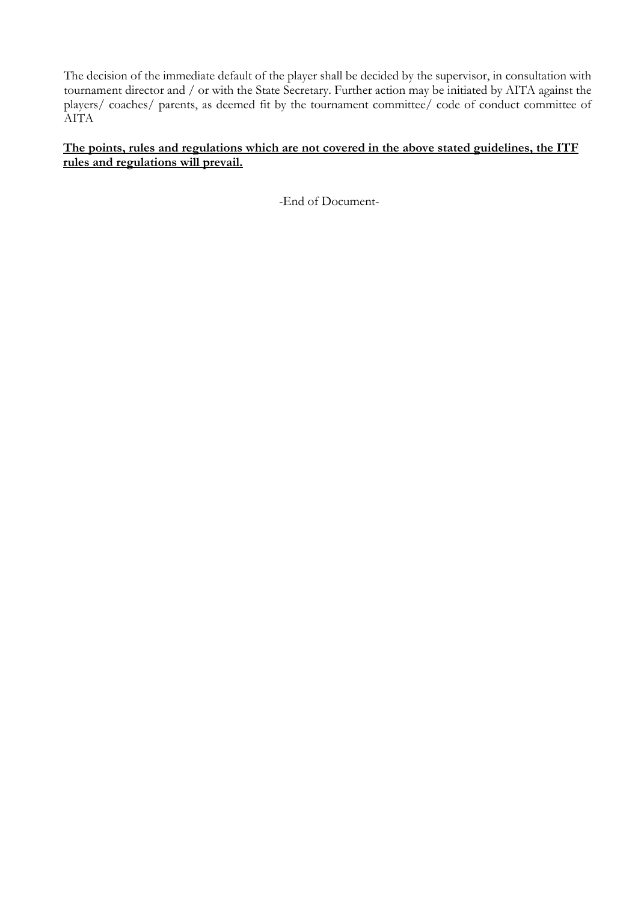The decision of the immediate default of the player shall be decided by the supervisor, in consultation with tournament director and / or with the State Secretary. Further action may be initiated by AITA against the players/ coaches/ parents, as deemed fit by the tournament committee/ code of conduct committee of AITA

**The points, rules and regulations which are not covered in the above stated guidelines, the ITF rules and regulations will prevail.**

-End of Document-